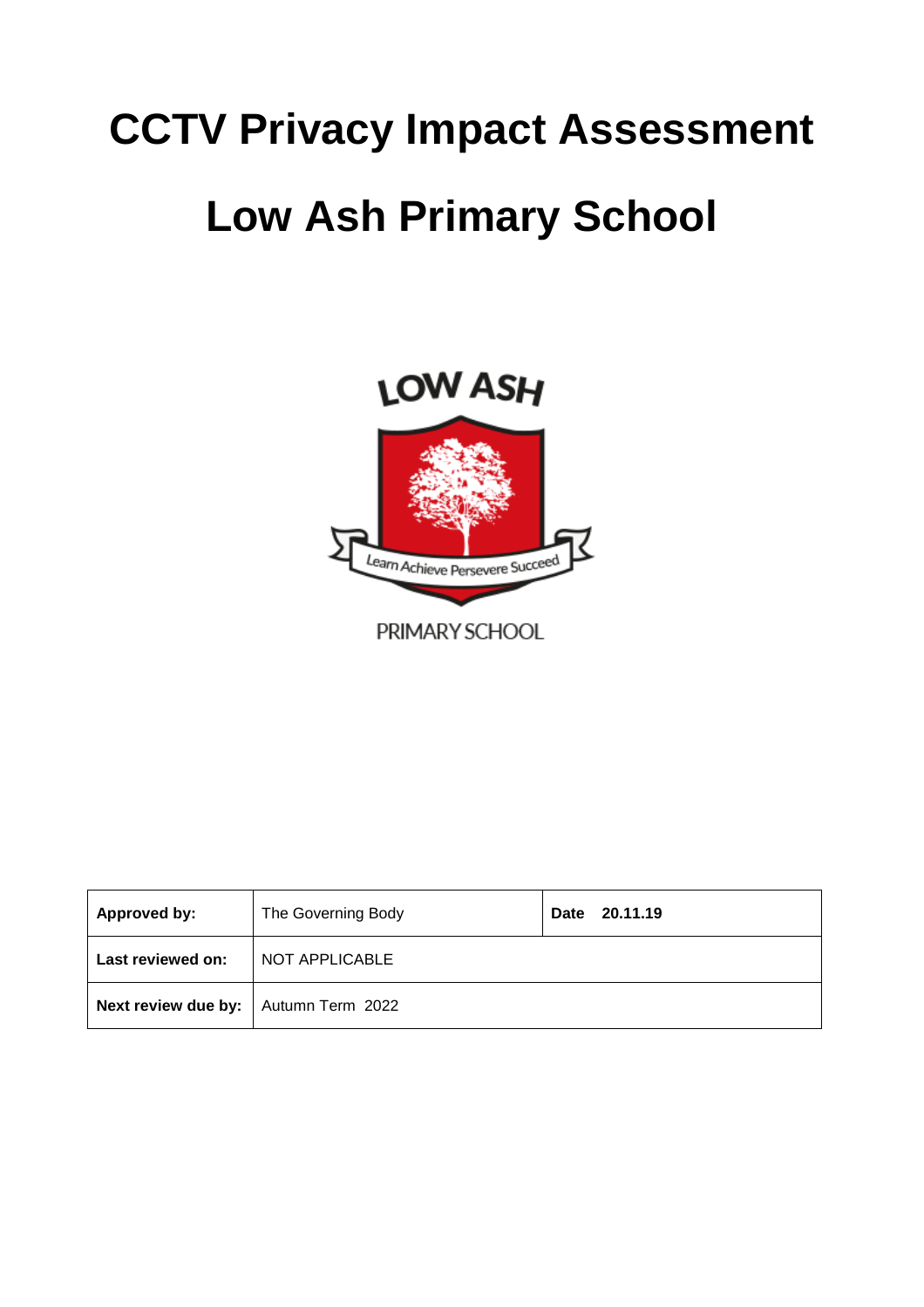# CCTV Privacy Impact Assessment

# Low Ash Primary School

| **Approved by:** | The Governing Body | **Date 20.11.19** |
|---|---|---|
| **Last reviewed on:** | NOT APPLICABLE | |
| **Next review due by:** | Autumn Term 2022 | |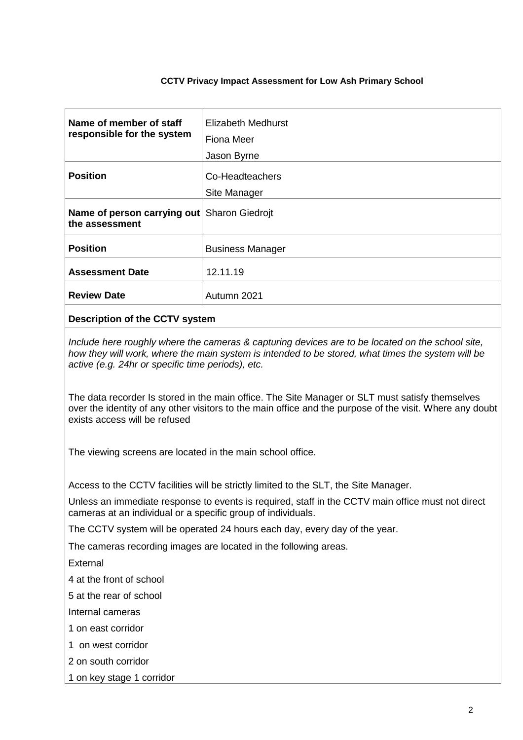**CCTV Privacy Impact Assessment for Low Ash Primary School**

| **Name of member of staff responsible for the system** | Elizabeth Medhurst<br>Fiona Meer<br>Jason Byrne |
| --- | --- |
| **Position** | Co-Headteachers<br>Site Manager |
| **Name of person carrying out the assessment** | Sharon Giedrojt |
| **Position** | Business Manager |
| **Assessment Date** | 12.11.19 |
| **Review Date** | Autumn 2021 |

**Description of the CCTV system**

*Include here roughly where the cameras & capturing devices are to be located on the school site, how they will work, where the main system is intended to be stored, what times the system will be active (e.g. 24hr or specific time periods), etc.*

The data recorder Is stored in the main office. The Site Manager or SLT must satisfy themselves over the identity of any other visitors to the main office and the purpose of the visit. Where any doubt exists access will be refused

The viewing screens are located in the main school office.

Access to the CCTV facilities will be strictly limited to the SLT, the Site Manager.

Unless an immediate response to events is required, staff in the CCTV main office must not direct cameras at an individual or a specific group of individuals.

The CCTV system will be operated 24 hours each day, every day of the year.

The cameras recording images are located in the following areas.

External

4 at the front of school

5 at the rear of school

Internal cameras

1 on east corridor

1 on west corridor

2 on south corridor

1 on key stage 1 corridor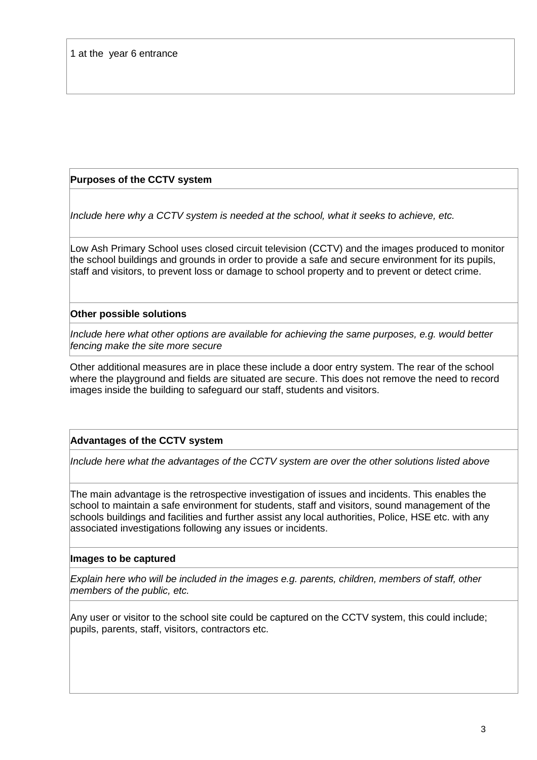1 at the  year 6 entrance

| **Purposes of the CCTV system** |
| --- |
| *Include here why a CCTV system is needed at the school, what it seeks to achieve, etc.* |
| Low Ash Primary School uses closed circuit television (CCTV) and the images produced to monitor the school buildings and grounds in order to provide a safe and secure environment for its pupils, staff and visitors, to prevent loss or damage to school property and to prevent or detect crime. |
| **Other possible solutions** |
| *Include here what other options are available for achieving the same purposes, e.g. would better fencing make the site more secure* |
| Other additional measures are in place these include a door entry system. The rear of the school where the playground and fields are situated are secure. This does not remove the need to record images inside the building to safeguard our staff, students and visitors. |
| **Advantages of the CCTV system** |
| *Include here what the advantages of the CCTV system are over the other solutions listed above* |
| The main advantage is the retrospective investigation of issues and incidents. This enables the school to maintain a safe environment for students, staff and visitors, sound management of the schools buildings and facilities and further assist any local authorities, Police, HSE etc. with any associated investigations following any issues or incidents. |
| **Images to be captured** |
| *Explain here who will be included in the images e.g. parents, children, members of staff, other members of the public, etc.* |
| Any user or visitor to the school site could be captured on the CCTV system, this could include; pupils, parents, staff, visitors, contractors etc. |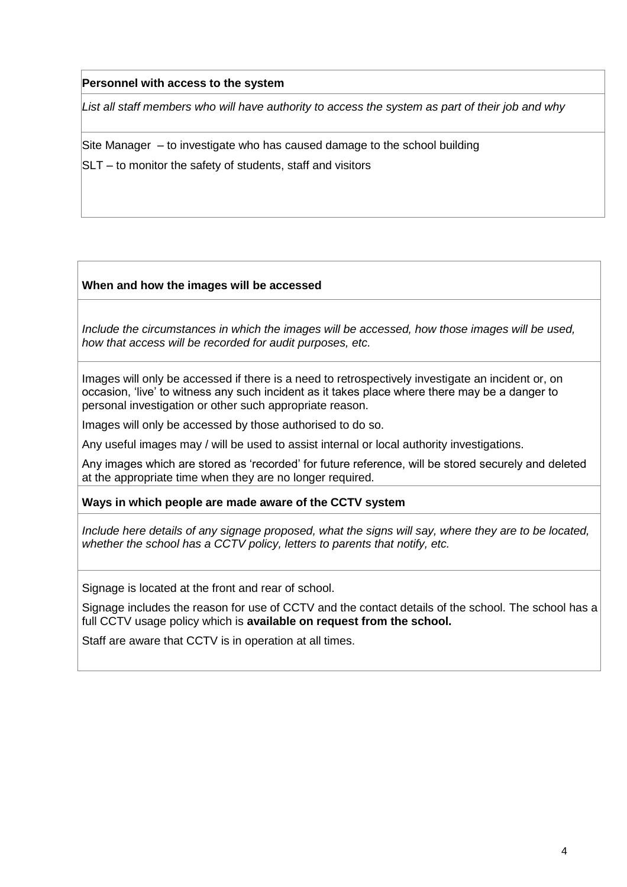**Personnel with access to the system**

*List all staff members who will have authority to access the system as part of their job and why*

Site Manager – to investigate who has caused damage to the school building

SLT – to monitor the safety of students, staff and visitors

**When and how the images will be accessed**

*Include the circumstances in which the images will be accessed, how those images will be used, how that access will be recorded for audit purposes, etc.*

Images will only be accessed if there is a need to retrospectively investigate an incident or, on occasion, 'live' to witness any such incident as it takes place where there may be a danger to personal investigation or other such appropriate reason.

Images will only be accessed by those authorised to do so.

Any useful images may / will be used to assist internal or local authority investigations.

Any images which are stored as 'recorded' for future reference, will be stored securely and deleted at the appropriate time when they are no longer required.

**Ways in which people are made aware of the CCTV system**

*Include here details of any signage proposed, what the signs will say, where they are to be located, whether the school has a CCTV policy, letters to parents that notify, etc.*

Signage is located at the front and rear of school.

Signage includes the reason for use of CCTV and the contact details of the school. The school has a full CCTV usage policy which is **available on request from the school.**

Staff are aware that CCTV is in operation at all times.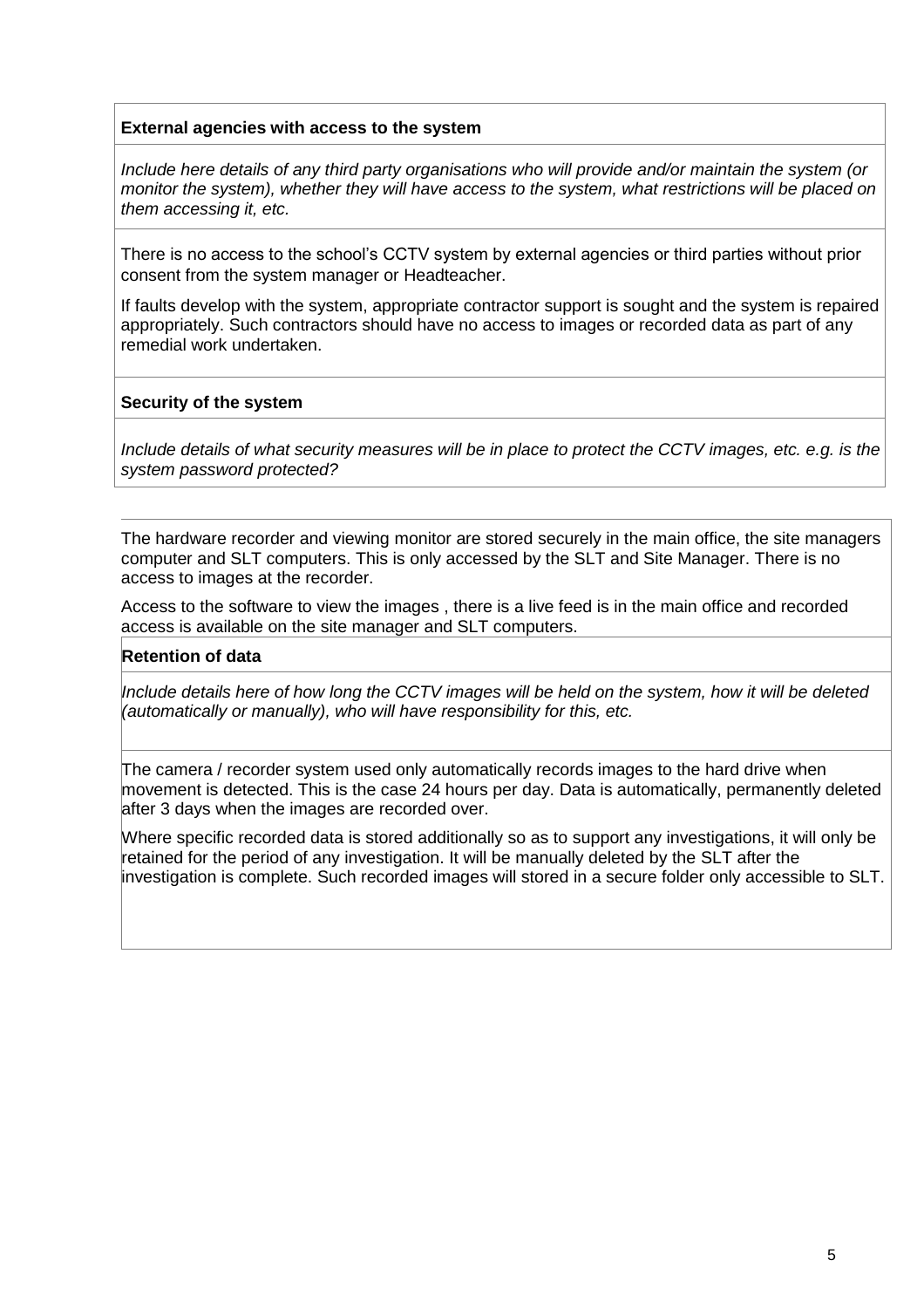**External agencies with access to the system**

*Include here details of any third party organisations who will provide and/or maintain the system (or monitor the system), whether they will have access to the system, what restrictions will be placed on them accessing it, etc.*

There is no access to the school's CCTV system by external agencies or third parties without prior consent from the system manager or Headteacher.

If faults develop with the system, appropriate contractor support is sought and the system is repaired appropriately. Such contractors should have no access to images or recorded data as part of any remedial work undertaken.

**Security of the system**

*Include details of what security measures will be in place to protect the CCTV images, etc. e.g. is the system password protected?*

The hardware recorder and viewing monitor are stored securely in the main office, the site managers computer and SLT computers. This is only accessed by the SLT and Site Manager. There is no access to images at the recorder.

Access to the software to view the images , there is a live feed is in the main office and recorded access is available on the site manager and SLT computers.

**Retention of data**

*Include details here of how long the CCTV images will be held on the system, how it will be deleted (automatically or manually), who will have responsibility for this, etc.*

The camera / recorder system used only automatically records images to the hard drive when movement is detected. This is the case 24 hours per day. Data is automatically, permanently deleted after 3 days when the images are recorded over.

Where specific recorded data is stored additionally so as to support any investigations, it will only be retained for the period of any investigation. It will be manually deleted by the SLT after the investigation is complete. Such recorded images will stored in a secure folder only accessible to SLT.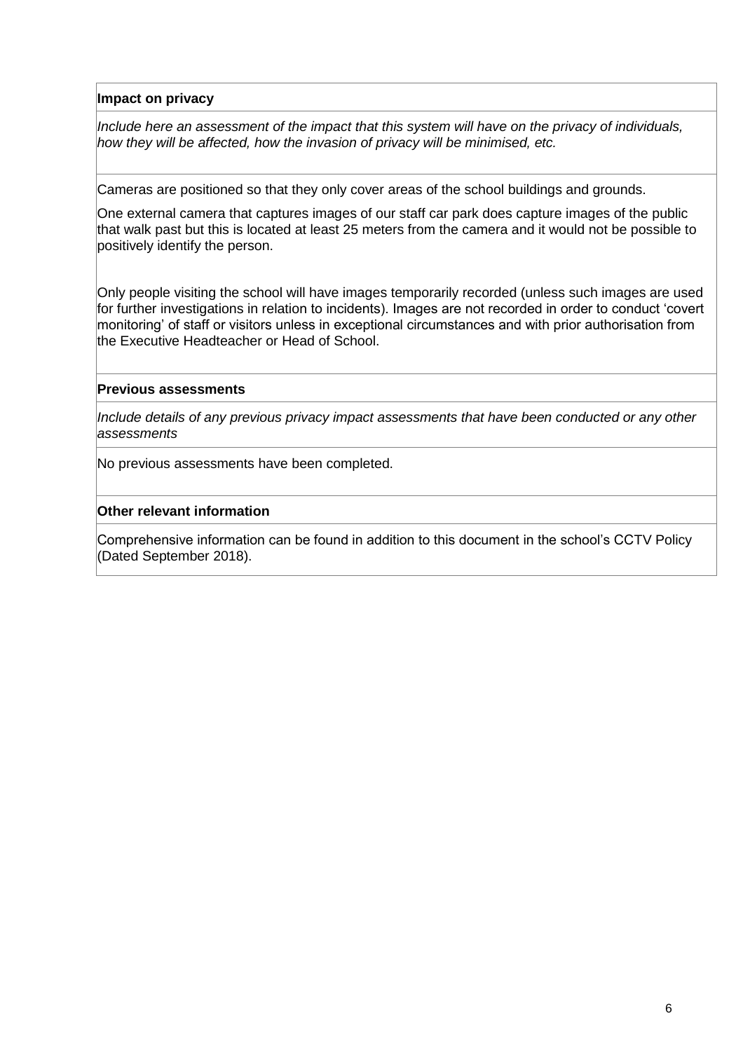**Impact on privacy**

*Include here an assessment of the impact that this system will have on the privacy of individuals, how they will be affected, how the invasion of privacy will be minimised, etc.*

Cameras are positioned so that they only cover areas of the school buildings and grounds.

One external camera that captures images of our staff car park does capture images of the public that walk past but this is located at least 25 meters from the camera and it would not be possible to positively identify the person.

Only people visiting the school will have images temporarily recorded (unless such images are used for further investigations in relation to incidents). Images are not recorded in order to conduct 'covert monitoring' of staff or visitors unless in exceptional circumstances and with prior authorisation from the Executive Headteacher or Head of School.

**Previous assessments**

*Include details of any previous privacy impact assessments that have been conducted or any other assessments*

No previous assessments have been completed.

**Other relevant information**

Comprehensive information can be found in addition to this document in the school's CCTV Policy (Dated September 2018).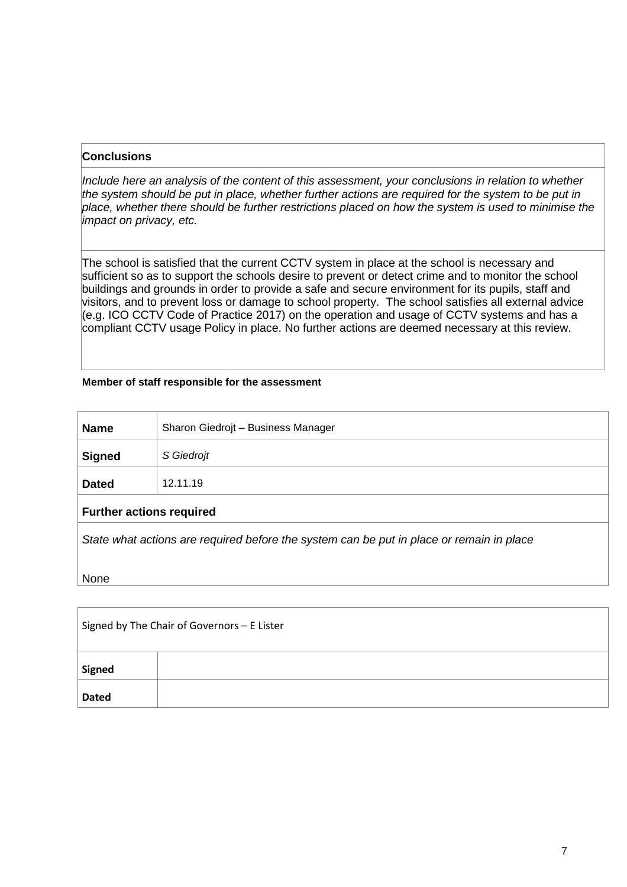| **Conclusions** |
| --- |
| *Include here an analysis of the content of this assessment, your conclusions in relation to whether the system should be put in place, whether further actions are required for the system to be put in place, whether there should be further restrictions placed on how the system is used to minimise the impact on privacy, etc.* |
| The school is satisfied that the current CCTV system in place at the school is necessary and sufficient so as to support the schools desire to prevent or detect crime and to monitor the school buildings and grounds in order to provide a safe and secure environment for its pupils, staff and visitors, and to prevent loss or damage to school property. The school satisfies all external advice (e.g. ICO CCTV Code of Practice 2017) on the operation and usage of CCTV systems and has a compliant CCTV usage Policy in place. No further actions are deemed necessary at this review. |

**Member of staff responsible for the assessment**

| | |
| --- | --- |
| **Name** | Sharon Giedrojt – Business Manager |
| **Signed** | *S Giedrojt* |
| **Dated** | 12.11.19 |
| **Further actions required** | |
| *State what actions are required before the system can be put in place or remain in place*<br><br>None | |

| Signed by The Chair of Governors – E Lister | |
| --- | --- |
| **Signed** | |
| **Dated** | |